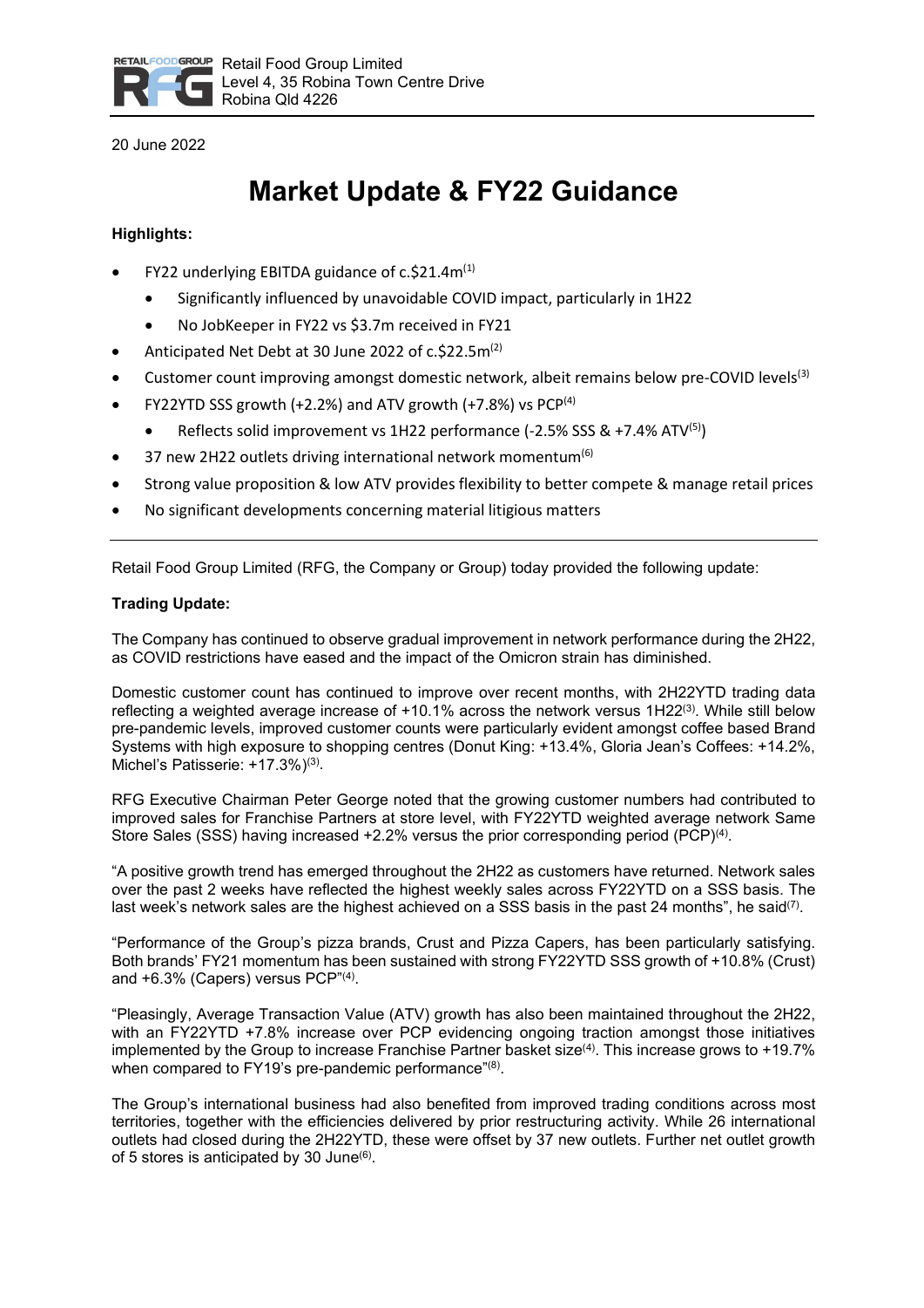Retail Food Group Limited
Level 4, 35 Robina Town Centre Drive
Robina Qld 4226

20 June 2022

# Market Update & FY22 Guidance

**Highlights:**

- FY22 underlying EBITDA guidance of c.$21.4m[1]
  - Significantly influenced by unavoidable COVID impact, particularly in 1H22
  - No JobKeeper in FY22 vs $3.7m received in FY21
- Anticipated Net Debt at 30 June 2022 of c.$22.5m[2]
- Customer count improving amongst domestic network, albeit remains below pre-COVID levels[3]
- FY22YTD SSS growth (+2.2%) and ATV growth (+7.8%) vs PCP[4]
  - Reflects solid improvement vs 1H22 performance (-2.5% SSS & +7.4% ATV[5])
- 37 new 2H22 outlets driving international network momentum[6]
- Strong value proposition & low ATV provides flexibility to better compete & manage retail prices
- No significant developments concerning material litigious matters

---

Retail Food Group Limited (RFG, the Company or Group) today provided the following update:

**Trading Update:**

The Company has continued to observe gradual improvement in network performance during the 2H22, as COVID restrictions have eased and the impact of the Omicron strain has diminished.

Domestic customer count has continued to improve over recent months, with 2H22YTD trading data reflecting a weighted average increase of +10.1% across the network versus 1H22[3]. While still below pre-pandemic levels, improved customer counts were particularly evident amongst coffee based Brand Systems with high exposure to shopping centres (Donut King: +13.4%, Gloria Jean's Coffees: +14.2%, Michel's Patisserie: +17.3%)[3].

RFG Executive Chairman Peter George noted that the growing customer numbers had contributed to improved sales for Franchise Partners at store level, with FY22YTD weighted average network Same Store Sales (SSS) having increased +2.2% versus the prior corresponding period (PCP)[4].

"A positive growth trend has emerged throughout the 2H22 as customers have returned. Network sales over the past 2 weeks have reflected the highest weekly sales across FY22YTD on a SSS basis. The last week's network sales are the highest achieved on a SSS basis in the past 24 months", he said[7].

"Performance of the Group's pizza brands, Crust and Pizza Capers, has been particularly satisfying. Both brands' FY21 momentum has been sustained with strong FY22YTD SSS growth of +10.8% (Crust) and +6.3% (Capers) versus PCP"[4].

"Pleasingly, Average Transaction Value (ATV) growth has also been maintained throughout the 2H22, with an FY22YTD +7.8% increase over PCP evidencing ongoing traction amongst those initiatives implemented by the Group to increase Franchise Partner basket size[4]. This increase grows to +19.7% when compared to FY19's pre-pandemic performance"[8].

The Group's international business had also benefited from improved trading conditions across most territories, together with the efficiencies delivered by prior restructuring activity. While 26 international outlets had closed during the 2H22YTD, these were offset by 37 new outlets. Further net outlet growth of 5 stores is anticipated by 30 June[6].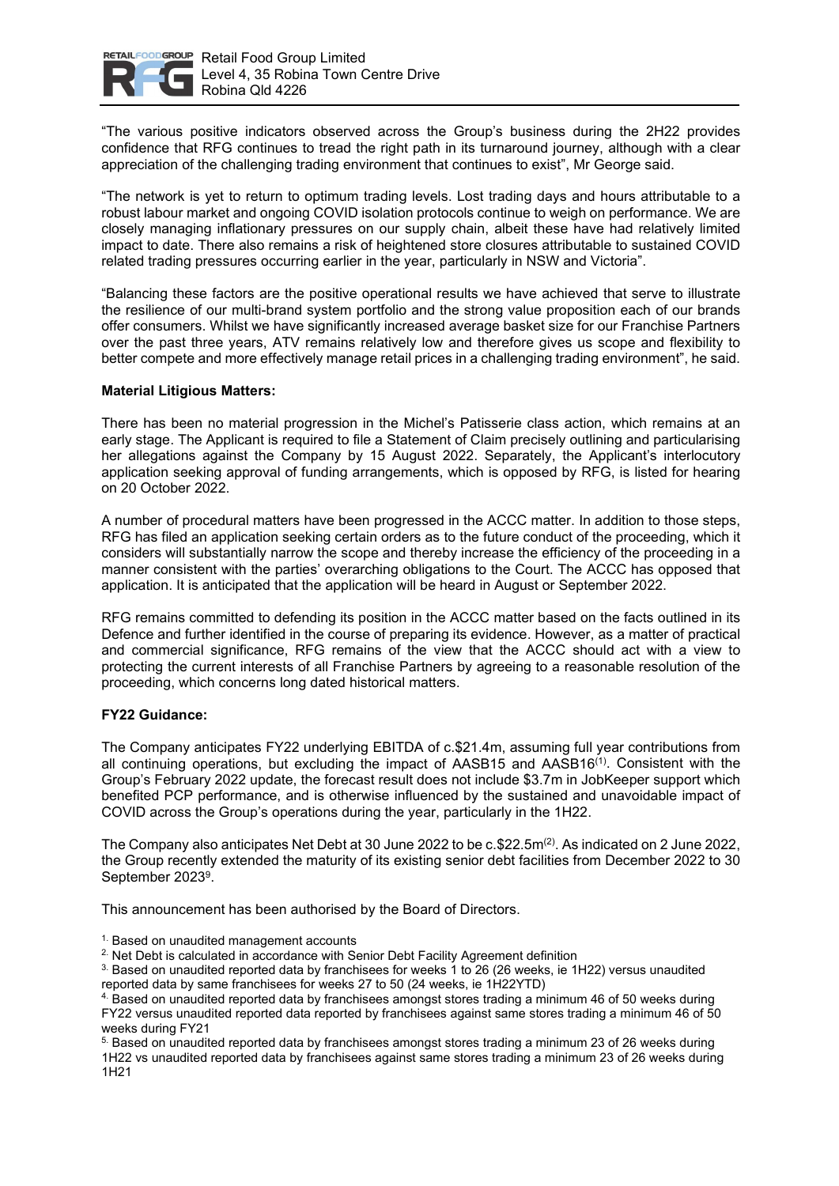"The various positive indicators observed across the Group's business during the 2H22 provides confidence that RFG continues to tread the right path in its turnaround journey, although with a clear appreciation of the challenging trading environment that continues to exist", Mr George said.

"The network is yet to return to optimum trading levels. Lost trading days and hours attributable to a robust labour market and ongoing COVID isolation protocols continue to weigh on performance. We are closely managing inflationary pressures on our supply chain, albeit these have had relatively limited impact to date. There also remains a risk of heightened store closures attributable to sustained COVID related trading pressures occurring earlier in the year, particularly in NSW and Victoria".

"Balancing these factors are the positive operational results we have achieved that serve to illustrate the resilience of our multi-brand system portfolio and the strong value proposition each of our brands offer consumers. Whilst we have significantly increased average basket size for our Franchise Partners over the past three years, ATV remains relatively low and therefore gives us scope and flexibility to better compete and more effectively manage retail prices in a challenging trading environment", he said.

**Material Litigious Matters:**

There has been no material progression in the Michel's Patisserie class action, which remains at an early stage. The Applicant is required to file a Statement of Claim precisely outlining and particularising her allegations against the Company by 15 August 2022. Separately, the Applicant's interlocutory application seeking approval of funding arrangements, which is opposed by RFG, is listed for hearing on 20 October 2022.

A number of procedural matters have been progressed in the ACCC matter. In addition to those steps, RFG has filed an application seeking certain orders as to the future conduct of the proceeding, which it considers will substantially narrow the scope and thereby increase the efficiency of the proceeding in a manner consistent with the parties' overarching obligations to the Court. The ACCC has opposed that application. It is anticipated that the application will be heard in August or September 2022.

RFG remains committed to defending its position in the ACCC matter based on the facts outlined in its Defence and further identified in the course of preparing its evidence. However, as a matter of practical and commercial significance, RFG remains of the view that the ACCC should act with a view to protecting the current interests of all Franchise Partners by agreeing to a reasonable resolution of the proceeding, which concerns long dated historical matters.

**FY22 Guidance:**

The Company anticipates FY22 underlying EBITDA of c.$21.4m, assuming full year contributions from all continuing operations, but excluding the impact of AASB15 and AASB16[(1)]. Consistent with the Group's February 2022 update, the forecast result does not include $3.7m in JobKeeper support which benefited PCP performance, and is otherwise influenced by the sustained and unavoidable impact of COVID across the Group's operations during the year, particularly in the 1H22.

The Company also anticipates Net Debt at 30 June 2022 to be c.$22.5m[(2)]. As indicated on 2 June 2022, the Group recently extended the maturity of its existing senior debt facilities from December 2022 to 30 September 2023[9].

This announcement has been authorised by the Board of Directors.

1. Based on unaudited management accounts
2. Net Debt is calculated in accordance with Senior Debt Facility Agreement definition
3. Based on unaudited reported data by franchisees for weeks 1 to 26 (26 weeks, ie 1H22) versus unaudited reported data by same franchisees for weeks 27 to 50 (24 weeks, ie 1H22YTD)
4. Based on unaudited reported data by franchisees amongst stores trading a minimum 46 of 50 weeks during FY22 versus unaudited reported data reported by franchisees against same stores trading a minimum 46 of 50 weeks during FY21
5. Based on unaudited reported data by franchisees amongst stores trading a minimum 23 of 26 weeks during 1H22 vs unaudited reported data by franchisees against same stores trading a minimum 23 of 26 weeks during 1H21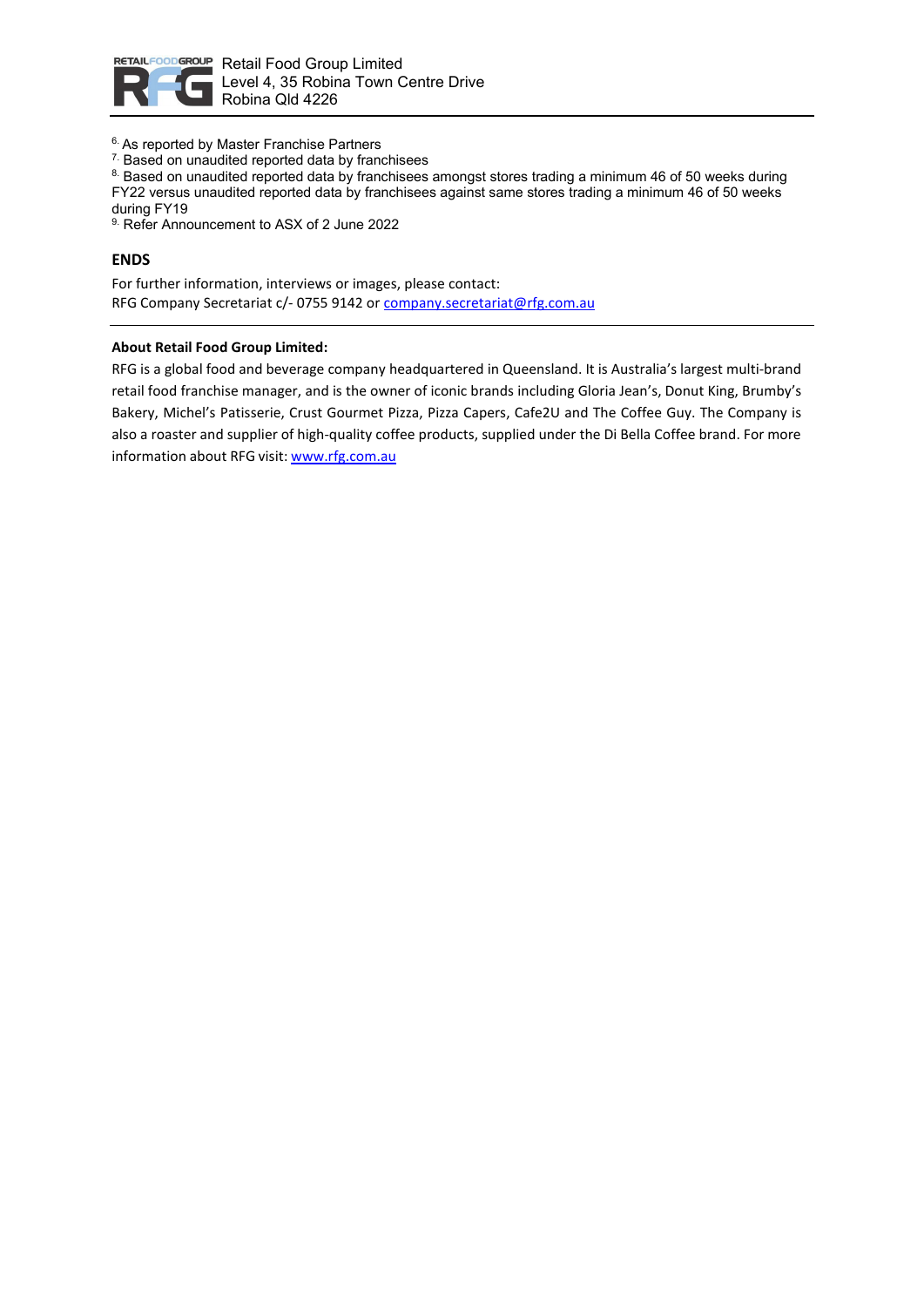[6] As reported by Master Franchise Partners

[7] Based on unaudited reported data by franchisees

[8] Based on unaudited reported data by franchisees amongst stores trading a minimum 46 of 50 weeks during FY22 versus unaudited reported data by franchisees against same stores trading a minimum 46 of 50 weeks during FY19

[9] Refer Announcement to ASX of 2 June 2022

## ENDS

For further information, interviews or images, please contact:
RFG Company Secretariat c/- 0755 9142 or company.secretariat@rfg.com.au

---

**About Retail Food Group Limited:**

RFG is a global food and beverage company headquartered in Queensland. It is Australia's largest multi-brand retail food franchise manager, and is the owner of iconic brands including Gloria Jean's, Donut King, Brumby's Bakery, Michel's Patisserie, Crust Gourmet Pizza, Pizza Capers, Cafe2U and The Coffee Guy. The Company is also a roaster and supplier of high-quality coffee products, supplied under the Di Bella Coffee brand. For more information about RFG visit: www.rfg.com.au